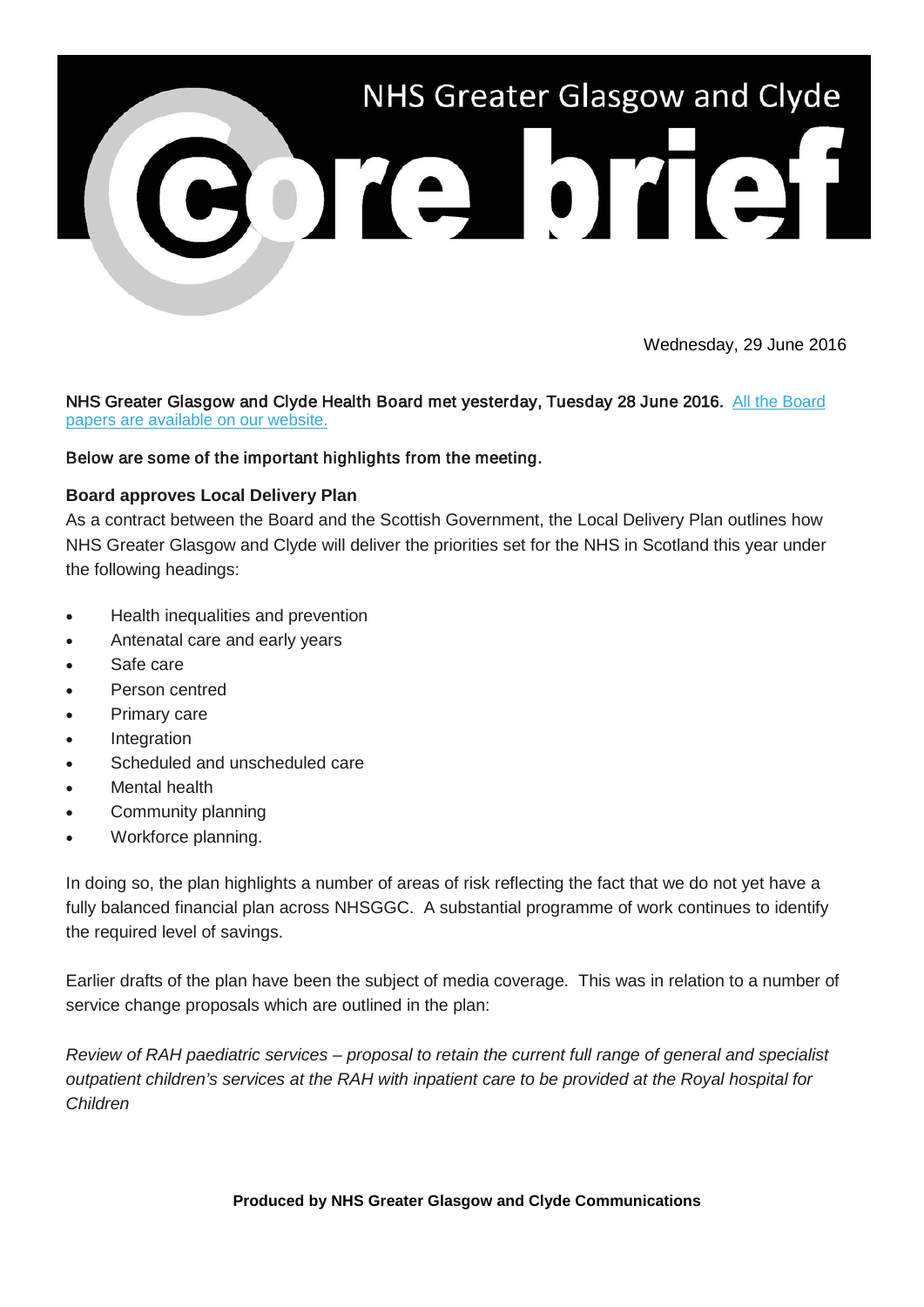# NHS Greater Glasgow and Clyde Core brief

Wednesday, 29 June 2016

NHS Greater Glasgow and Clyde Health Board met yesterday, Tuesday 28 June 2016. [All the Board papers are available on our website.]

Below are some of the important highlights from the meeting.

**Board approves Local Delivery Plan**

As a contract between the Board and the Scottish Government, the Local Delivery Plan outlines how NHS Greater Glasgow and Clyde will deliver the priorities set for the NHS in Scotland this year under the following headings:

- Health inequalities and prevention
- Antenatal care and early years
- Safe care
- Person centred
- Primary care
- Integration
- Scheduled and unscheduled care
- Mental health
- Community planning
- Workforce planning.

In doing so, the plan highlights a number of areas of risk reflecting the fact that we do not yet have a fully balanced financial plan across NHSGGC. A substantial programme of work continues to identify the required level of savings.

Earlier drafts of the plan have been the subject of media coverage. This was in relation to a number of service change proposals which are outlined in the plan:

*Review of RAH paediatric services – proposal to retain the current full range of general and specialist outpatient children's services at the RAH with inpatient care to be provided at the Royal hospital for Children*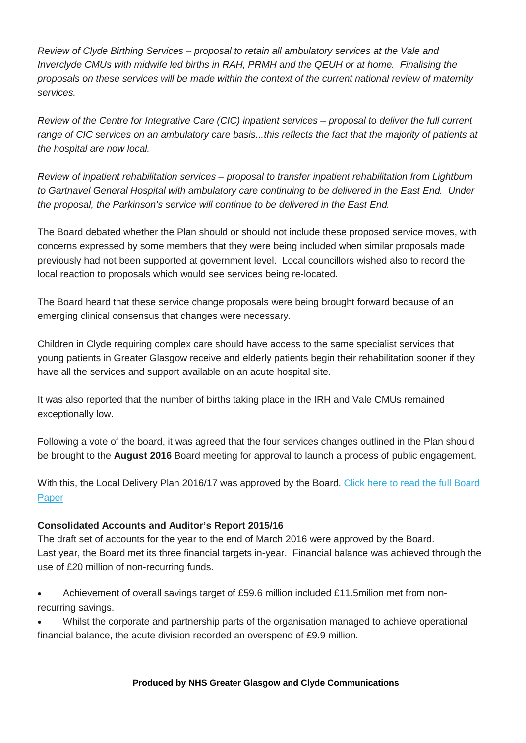*Review of Clyde Birthing Services – proposal to retain all ambulatory services at the Vale and Inverclyde CMUs with midwife led births in RAH, PRMH and the QEUH or at home. Finalising the proposals on these services will be made within the context of the current national review of maternity services.*

*Review of the Centre for Integrative Care (CIC) inpatient services – proposal to deliver the full current range of CIC services on an ambulatory care basis...this reflects the fact that the majority of patients at the hospital are now local.*

*Review of inpatient rehabilitation services – proposal to transfer inpatient rehabilitation from Lightburn to Gartnavel General Hospital with ambulatory care continuing to be delivered in the East End. Under the proposal, the Parkinson's service will continue to be delivered in the East End.*

The Board debated whether the Plan should or should not include these proposed service moves, with concerns expressed by some members that they were being included when similar proposals made previously had not been supported at government level. Local councillors wished also to record the local reaction to proposals which would see services being re-located.

The Board heard that these service change proposals were being brought forward because of an emerging clinical consensus that changes were necessary.

Children in Clyde requiring complex care should have access to the same specialist services that young patients in Greater Glasgow receive and elderly patients begin their rehabilitation sooner if they have all the services and support available on an acute hospital site.

It was also reported that the number of births taking place in the IRH and Vale CMUs remained exceptionally low.

Following a vote of the board, it was agreed that the four services changes outlined in the Plan should be brought to the **August 2016** Board meeting for approval to launch a process of public engagement.

With this, the Local Delivery Plan 2016/17 was approved by the Board. [Click here to read the full Board Paper]

**Consolidated Accounts and Auditor's Report 2015/16**

The draft set of accounts for the year to the end of March 2016 were approved by the Board. Last year, the Board met its three financial targets in-year. Financial balance was achieved through the use of £20 million of non-recurring funds.

- Achievement of overall savings target of £59.6 million included £11.5milion met from non-recurring savings.
- Whilst the corporate and partnership parts of the organisation managed to achieve operational financial balance, the acute division recorded an overspend of £9.9 million.

**Produced by NHS Greater Glasgow and Clyde Communications**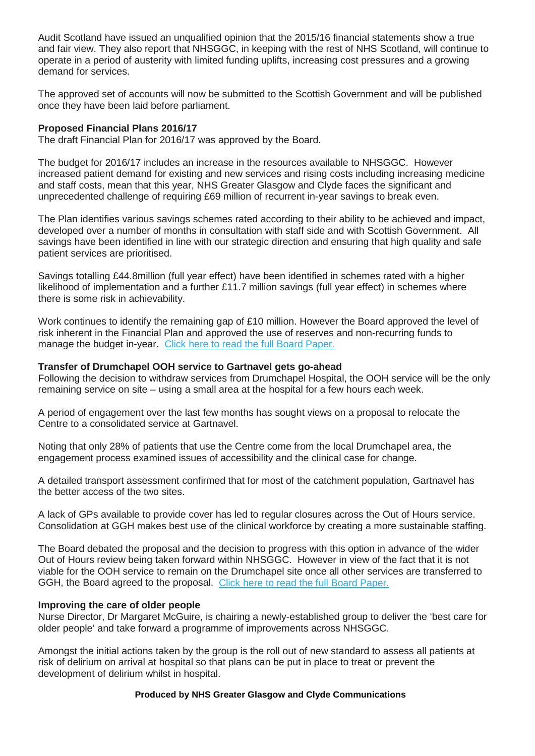Audit Scotland have issued an unqualified opinion that the 2015/16 financial statements show a true and fair view. They also report that NHSGGC, in keeping with the rest of NHS Scotland, will continue to operate in a period of austerity with limited funding uplifts, increasing cost pressures and a growing demand for services.

The approved set of accounts will now be submitted to the Scottish Government and will be published once they have been laid before parliament.

**Proposed Financial Plans 2016/17**

The draft Financial Plan for 2016/17 was approved by the Board.

The budget for 2016/17 includes an increase in the resources available to NHSGGC. However increased patient demand for existing and new services and rising costs including increasing medicine and staff costs, mean that this year, NHS Greater Glasgow and Clyde faces the significant and unprecedented challenge of requiring £69 million of recurrent in-year savings to break even.

The Plan identifies various savings schemes rated according to their ability to be achieved and impact, developed over a number of months in consultation with staff side and with Scottish Government. All savings have been identified in line with our strategic direction and ensuring that high quality and safe patient services are prioritised.

Savings totalling £44.8million (full year effect) have been identified in schemes rated with a higher likelihood of implementation and a further £11.7 million savings (full year effect) in schemes where there is some risk in achievability.

Work continues to identify the remaining gap of £10 million. However the Board approved the level of risk inherent in the Financial Plan and approved the use of reserves and non-recurring funds to manage the budget in-year. Click here to read the full Board Paper.

**Transfer of Drumchapel OOH service to Gartnavel gets go-ahead**

Following the decision to withdraw services from Drumchapel Hospital, the OOH service will be the only remaining service on site – using a small area at the hospital for a few hours each week.

A period of engagement over the last few months has sought views on a proposal to relocate the Centre to a consolidated service at Gartnavel.

Noting that only 28% of patients that use the Centre come from the local Drumchapel area, the engagement process examined issues of accessibility and the clinical case for change.

A detailed transport assessment confirmed that for most of the catchment population, Gartnavel has the better access of the two sites.

A lack of GPs available to provide cover has led to regular closures across the Out of Hours service. Consolidation at GGH makes best use of the clinical workforce by creating a more sustainable staffing.

The Board debated the proposal and the decision to progress with this option in advance of the wider Out of Hours review being taken forward within NHSGGC. However in view of the fact that it is not viable for the OOH service to remain on the Drumchapel site once all other services are transferred to GGH, the Board agreed to the proposal. Click here to read the full Board Paper.

**Improving the care of older people**

Nurse Director, Dr Margaret McGuire, is chairing a newly-established group to deliver the 'best care for older people' and take forward a programme of improvements across NHSGGC.

Amongst the initial actions taken by the group is the roll out of new standard to assess all patients at risk of delirium on arrival at hospital so that plans can be put in place to treat or prevent the development of delirium whilst in hospital.

**Produced by NHS Greater Glasgow and Clyde Communications**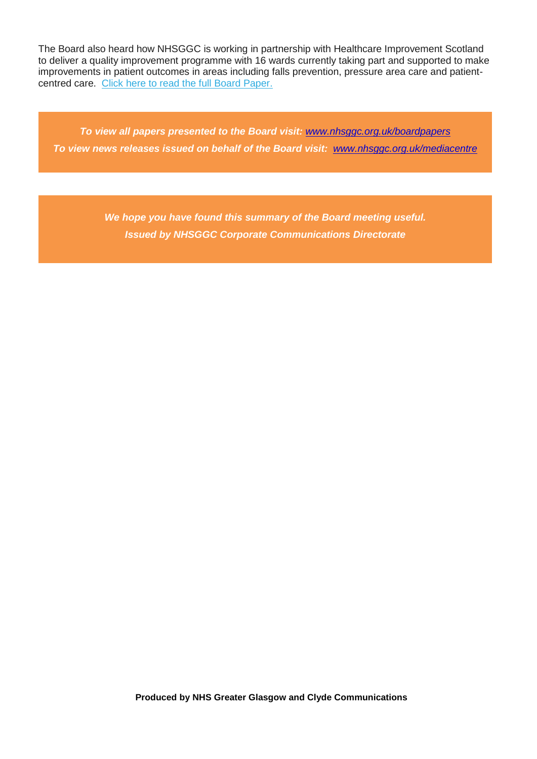The Board also heard how NHSGGC is working in partnership with Healthcare Improvement Scotland to deliver a quality improvement programme with 16 wards currently taking part and supported to make improvements in patient outcomes in areas including falls prevention, pressure area care and patient-centred care. [Click here to read the full Board Paper.]

***To view all papers presented to the Board visit: www.nhsggc.org.uk/boardpapers***

***To view news releases issued on behalf of the Board visit: www.nhsggc.org.uk/mediacentre***

***We hope you have found this summary of the Board meeting useful.***

***Issued by NHSGGC Corporate Communications Directorate***

**Produced by NHS Greater Glasgow and Clyde Communications**